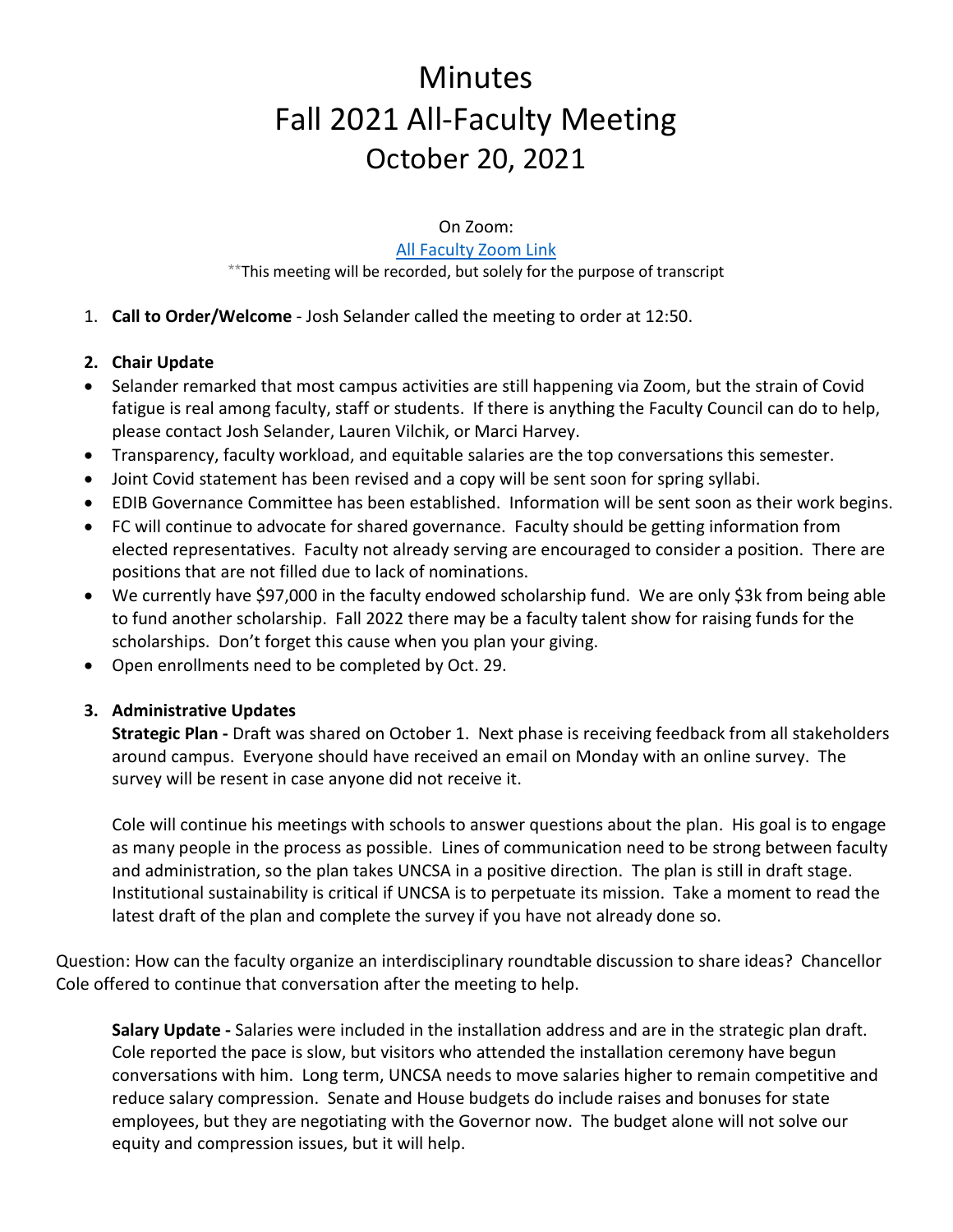# Minutes
# Fall 2021 All-Faculty Meeting
# October 20, 2021

On Zoom:

[All Faculty Zoom Link]

**This meeting will be recorded, but solely for the purpose of transcript

1. **Call to Order/Welcome** - Josh Selander called the meeting to order at 12:50.

2. **Chair Update**

- Selander remarked that most campus activities are still happening via Zoom, but the strain of Covid fatigue is real among faculty, staff or students. If there is anything the Faculty Council can do to help, please contact Josh Selander, Lauren Vilchik, or Marci Harvey.
- Transparency, faculty workload, and equitable salaries are the top conversations this semester.
- Joint Covid statement has been revised and a copy will be sent soon for spring syllabi.
- EDIB Governance Committee has been established. Information will be sent soon as their work begins.
- FC will continue to advocate for shared governance. Faculty should be getting information from elected representatives. Faculty not already serving are encouraged to consider a position. There are positions that are not filled due to lack of nominations.
- We currently have $97,000 in the faculty endowed scholarship fund. We are only $3k from being able to fund another scholarship. Fall 2022 there may be a faculty talent show for raising funds for the scholarships. Don't forget this cause when you plan your giving.
- Open enrollments need to be completed by Oct. 29.

3. **Administrative Updates**

**Strategic Plan -** Draft was shared on October 1. Next phase is receiving feedback from all stakeholders around campus. Everyone should have received an email on Monday with an online survey. The survey will be resent in case anyone did not receive it.

Cole will continue his meetings with schools to answer questions about the plan. His goal is to engage as many people in the process as possible. Lines of communication need to be strong between faculty and administration, so the plan takes UNCSA in a positive direction. The plan is still in draft stage. Institutional sustainability is critical if UNCSA is to perpetuate its mission. Take a moment to read the latest draft of the plan and complete the survey if you have not already done so.

Question: How can the faculty organize an interdisciplinary roundtable discussion to share ideas? Chancellor Cole offered to continue that conversation after the meeting to help.

**Salary Update -** Salaries were included in the installation address and are in the strategic plan draft. Cole reported the pace is slow, but visitors who attended the installation ceremony have begun conversations with him. Long term, UNCSA needs to move salaries higher to remain competitive and reduce salary compression. Senate and House budgets do include raises and bonuses for state employees, but they are negotiating with the Governor now. The budget alone will not solve our equity and compression issues, but it will help.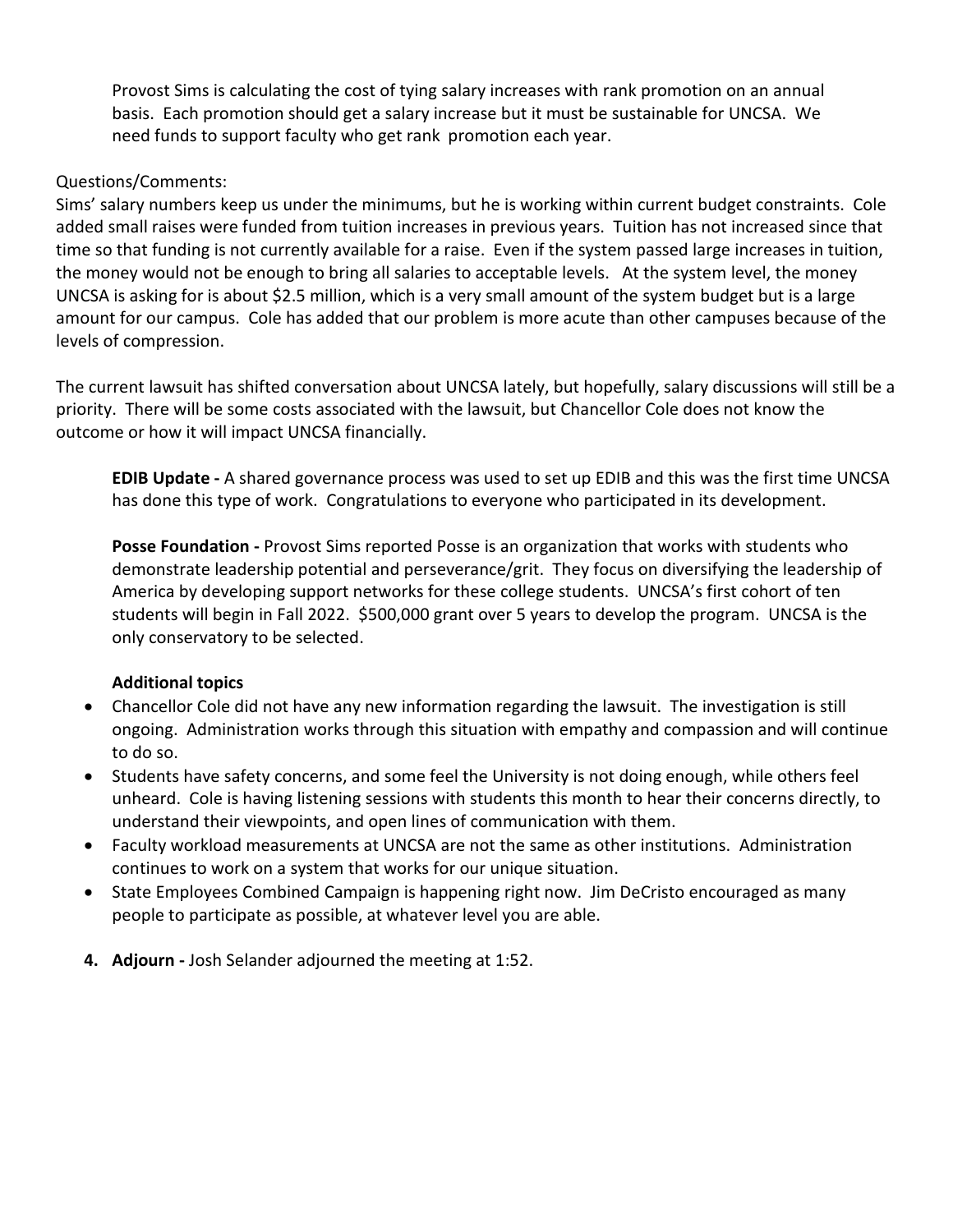Provost Sims is calculating the cost of tying salary increases with rank promotion on an annual basis. Each promotion should get a salary increase but it must be sustainable for UNCSA. We need funds to support faculty who get rank promotion each year.

Questions/Comments:
Sims' salary numbers keep us under the minimums, but he is working within current budget constraints. Cole added small raises were funded from tuition increases in previous years. Tuition has not increased since that time so that funding is not currently available for a raise. Even if the system passed large increases in tuition, the money would not be enough to bring all salaries to acceptable levels. At the system level, the money UNCSA is asking for is about $2.5 million, which is a very small amount of the system budget but is a large amount for our campus. Cole has added that our problem is more acute than other campuses because of the levels of compression.

The current lawsuit has shifted conversation about UNCSA lately, but hopefully, salary discussions will still be a priority. There will be some costs associated with the lawsuit, but Chancellor Cole does not know the outcome or how it will impact UNCSA financially.

**EDIB Update -** A shared governance process was used to set up EDIB and this was the first time UNCSA has done this type of work. Congratulations to everyone who participated in its development.

**Posse Foundation -** Provost Sims reported Posse is an organization that works with students who demonstrate leadership potential and perseverance/grit. They focus on diversifying the leadership of America by developing support networks for these college students. UNCSA's first cohort of ten students will begin in Fall 2022. $500,000 grant over 5 years to develop the program. UNCSA is the only conservatory to be selected.

**Additional topics**

- Chancellor Cole did not have any new information regarding the lawsuit. The investigation is still ongoing. Administration works through this situation with empathy and compassion and will continue to do so.
- Students have safety concerns, and some feel the University is not doing enough, while others feel unheard. Cole is having listening sessions with students this month to hear their concerns directly, to understand their viewpoints, and open lines of communication with them.
- Faculty workload measurements at UNCSA are not the same as other institutions. Administration continues to work on a system that works for our unique situation.
- State Employees Combined Campaign is happening right now. Jim DeCristo encouraged as many people to participate as possible, at whatever level you are able.

4. **Adjourn -** Josh Selander adjourned the meeting at 1:52.